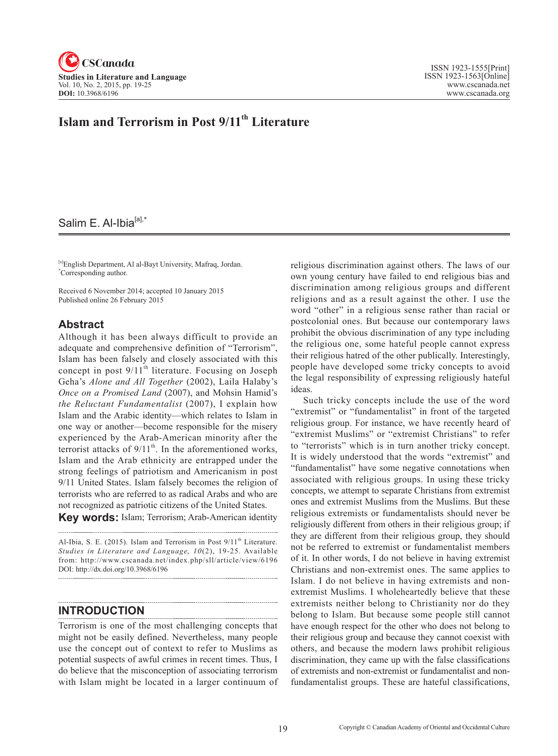# Islam and Terrorism in Post 9/11th Literature

Salim E. Al-Ibia[a],*

[a]English Department, Al al-Bayt University, Mafraq, Jordan.
*Corresponding author.

Received 6 November 2014; accepted 10 January 2015
Published online 26 February 2015

## Abstract

Although it has been always difficult to provide an adequate and comprehensive definition of "Terrorism", Islam has been falsely and closely associated with this concept in post 9/11th literature. Focusing on Joseph Geha's *Alone and All Together* (2002), Laila Halaby's *Once on a Promised Land* (2007), and Mohsin Hamid's *the Reluctant Fundamentalist* (2007), I explain how Islam and the Arabic identity—which relates to Islam in one way or another—become responsible for the misery experienced by the Arab-American minority after the terrorist attacks of 9/11th. In the aforementioned works, Islam and the Arab ethnicity are entrapped under the strong feelings of patriotism and Americanism in post 9/11 United States. Islam falsely becomes the religion of terrorists who are referred to as radical Arabs and who are not recognized as patriotic citizens of the United States.

**Key words:** Islam; Terrorism; Arab-American identity

Al-Ibia, S. E. (2015). Islam and Terrorism in Post 9/11th Literature. *Studies in Literature and Language, 10*(2), 19-25. Available from: http://www.cscanada.net/index.php/sll/article/view/6196 DOI: http://dx.doi.org/10.3968/6196

## INTRODUCTION

Terrorism is one of the most challenging concepts that might not be easily defined. Nevertheless, many people use the concept out of context to refer to Muslims as potential suspects of awful crimes in recent times. Thus, I do believe that the misconception of associating terrorism with Islam might be located in a larger continuum of religious discrimination against others. The laws of our own young century have failed to end religious bias and discrimination among religious groups and different religions and as a result against the other. I use the word "other" in a religious sense rather than racial or postcolonial ones. But because our contemporary laws prohibit the obvious discrimination of any type including the religious one, some hateful people cannot express their religious hatred of the other publically. Interestingly, people have developed some tricky concepts to avoid the legal responsibility of expressing religiously hateful ideas.

Such tricky concepts include the use of the word "extremist" or "fundamentalist" in front of the targeted religious group. For instance, we have recently heard of "extremist Muslims" or "extremist Christians" to refer to "terrorists" which is in turn another tricky concept. It is widely understood that the words "extremist" and "fundamentalist" have some negative connotations when associated with religious groups. In using these tricky concepts, we attempt to separate Christians from extremist ones and extremist Muslims from the Muslims. But these religious extremists or fundamentalists should never be religiously different from others in their religious group; if they are different from their religious group, they should not be referred to extremist or fundamentalist members of it. In other words, I do not believe in having extremist Christians and non-extremist ones. The same applies to Islam. I do not believe in having extremists and non-extremist Muslims. I wholeheartedly believe that these extremists neither belong to Christianity nor do they belong to Islam. But because some people still cannot have enough respect for the other who does not belong to their religious group and because they cannot coexist with others, and because the modern laws prohibit religious discrimination, they came up with the false classifications of extremists and non-extremist or fundamentalist and non-fundamentalist groups. These are hateful classifications,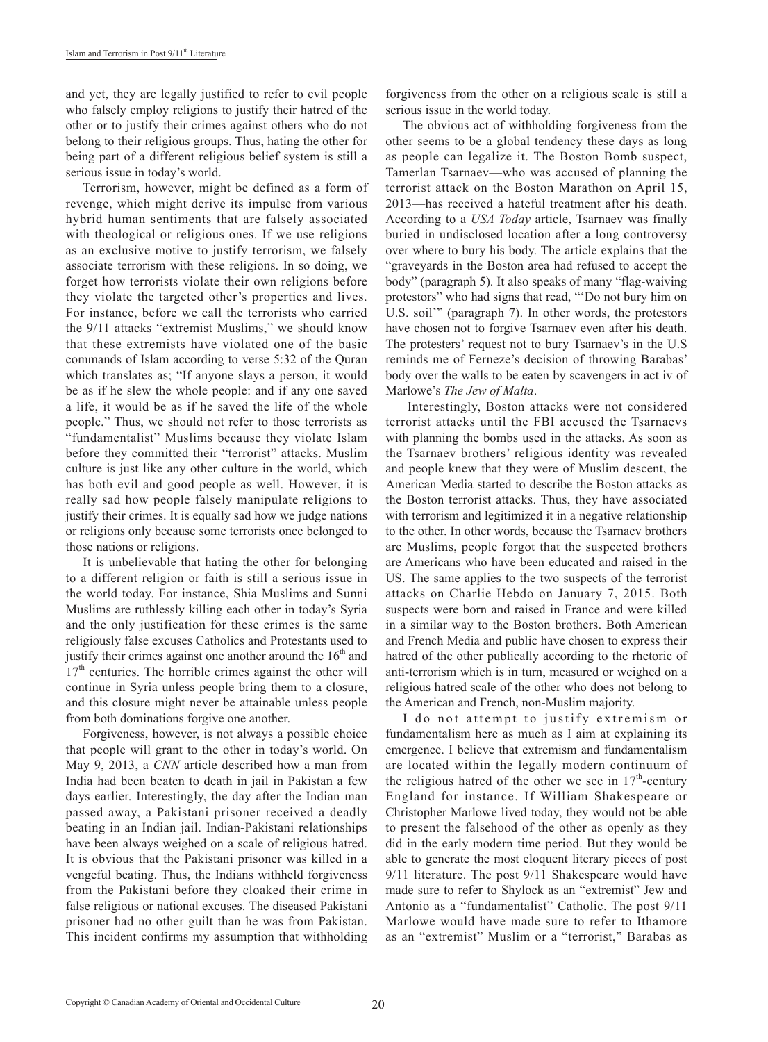and yet, they are legally justified to refer to evil people who falsely employ religions to justify their hatred of the other or to justify their crimes against others who do not belong to their religious groups. Thus, hating the other for being part of a different religious belief system is still a serious issue in today's world.

Terrorism, however, might be defined as a form of revenge, which might derive its impulse from various hybrid human sentiments that are falsely associated with theological or religious ones. If we use religions as an exclusive motive to justify terrorism, we falsely associate terrorism with these religions. In so doing, we forget how terrorists violate their own religions before they violate the targeted other's properties and lives. For instance, before we call the terrorists who carried the 9/11 attacks "extremist Muslims," we should know that these extremists have violated one of the basic commands of Islam according to verse 5:32 of the Quran which translates as; "If anyone slays a person, it would be as if he slew the whole people: and if any one saved a life, it would be as if he saved the life of the whole people." Thus, we should not refer to those terrorists as "fundamentalist" Muslims because they violate Islam before they committed their "terrorist" attacks. Muslim culture is just like any other culture in the world, which has both evil and good people as well. However, it is really sad how people falsely manipulate religions to justify their crimes. It is equally sad how we judge nations or religions only because some terrorists once belonged to those nations or religions.

It is unbelievable that hating the other for belonging to a different religion or faith is still a serious issue in the world today. For instance, Shia Muslims and Sunni Muslims are ruthlessly killing each other in today's Syria and the only justification for these crimes is the same religiously false excuses Catholics and Protestants used to justify their crimes against one another around the 16th and 17th centuries. The horrible crimes against the other will continue in Syria unless people bring them to a closure, and this closure might never be attainable unless people from both dominations forgive one another.

Forgiveness, however, is not always a possible choice that people will grant to the other in today's world. On May 9, 2013, a *CNN* article described how a man from India had been beaten to death in jail in Pakistan a few days earlier. Interestingly, the day after the Indian man passed away, a Pakistani prisoner received a deadly beating in an Indian jail. Indian-Pakistani relationships have been always weighed on a scale of religious hatred. It is obvious that the Pakistani prisoner was killed in a vengeful beating. Thus, the Indians withheld forgiveness from the Pakistani before they cloaked their crime in false religious or national excuses. The diseased Pakistani prisoner had no other guilt than he was from Pakistan. This incident confirms my assumption that withholding forgiveness from the other on a religious scale is still a serious issue in the world today.

The obvious act of withholding forgiveness from the other seems to be a global tendency these days as long as people can legalize it. The Boston Bomb suspect, Tamerlan Tsarnaev—who was accused of planning the terrorist attack on the Boston Marathon on April 15, 2013—has received a hateful treatment after his death. According to a *USA Today* article, Tsarnaev was finally buried in undisclosed location after a long controversy over where to bury his body. The article explains that the "graveyards in the Boston area had refused to accept the body" (paragraph 5). It also speaks of many "flag-waiving protestors" who had signs that read, "'Do not bury him on U.S. soil'" (paragraph 7). In other words, the protestors have chosen not to forgive Tsarnaev even after his death. The protesters' request not to bury Tsarnaev's in the U.S reminds me of Ferneze's decision of throwing Barabas' body over the walls to be eaten by scavengers in act iv of Marlowe's *The Jew of Malta*.

Interestingly, Boston attacks were not considered terrorist attacks until the FBI accused the Tsarnaevs with planning the bombs used in the attacks. As soon as the Tsarnaev brothers' religious identity was revealed and people knew that they were of Muslim descent, the American Media started to describe the Boston attacks as the Boston terrorist attacks. Thus, they have associated with terrorism and legitimized it in a negative relationship to the other. In other words, because the Tsarnaev brothers are Muslims, people forgot that the suspected brothers are Americans who have been educated and raised in the US. The same applies to the two suspects of the terrorist attacks on Charlie Hebdo on January 7, 2015. Both suspects were born and raised in France and were killed in a similar way to the Boston brothers. Both American and French Media and public have chosen to express their hatred of the other publically according to the rhetoric of anti-terrorism which is in turn, measured or weighed on a religious hatred scale of the other who does not belong to the American and French, non-Muslim majority.

I do not attempt to justify extremism or fundamentalism here as much as I aim at explaining its emergence. I believe that extremism and fundamentalism are located within the legally modern continuum of the religious hatred of the other we see in 17th-century England for instance. If William Shakespeare or Christopher Marlowe lived today, they would not be able to present the falsehood of the other as openly as they did in the early modern time period. But they would be able to generate the most eloquent literary pieces of post 9/11 literature. The post 9/11 Shakespeare would have made sure to refer to Shylock as an "extremist" Jew and Antonio as a "fundamentalist" Catholic. The post 9/11 Marlowe would have made sure to refer to Ithamore as an "extremist" Muslim or a "terrorist," Barabas as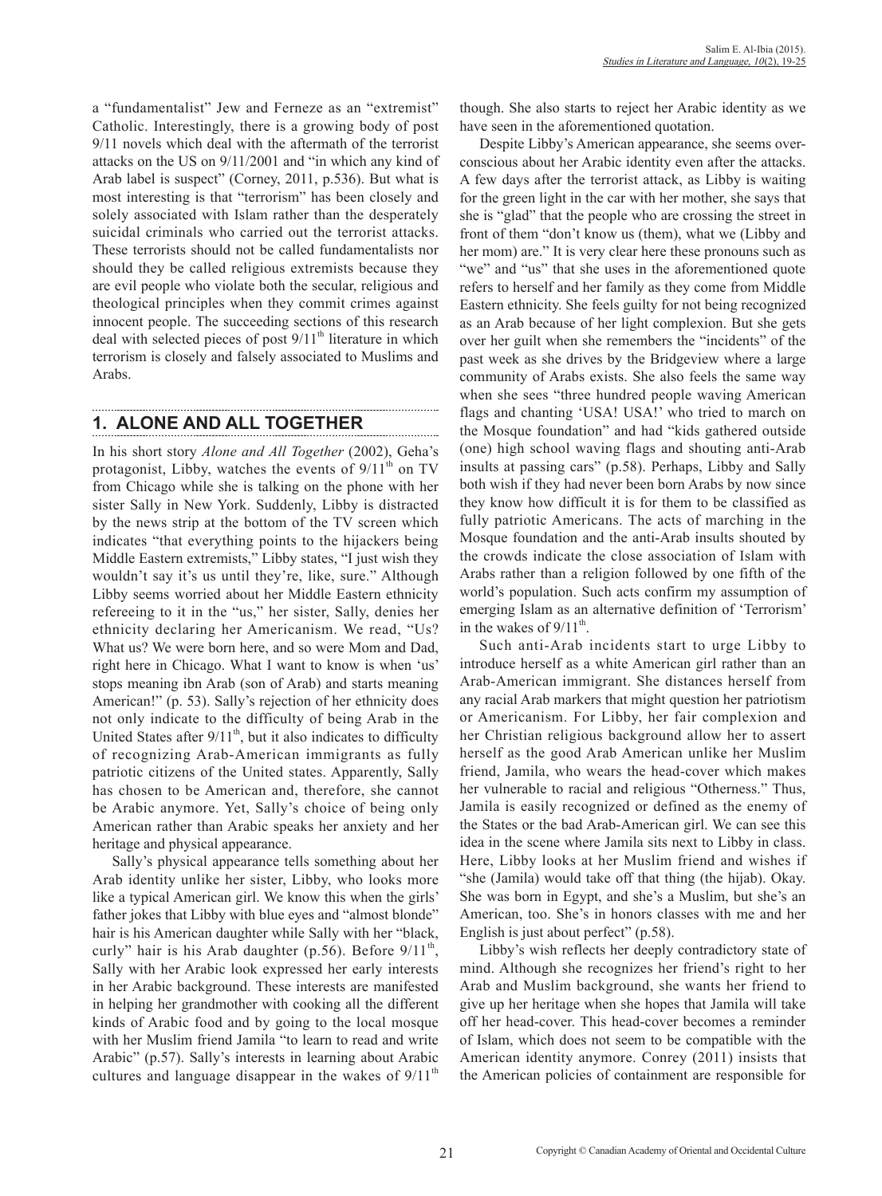a "fundamentalist" Jew and Ferneze as an "extremist" Catholic. Interestingly, there is a growing body of post 9/11 novels which deal with the aftermath of the terrorist attacks on the US on 9/11/2001 and "in which any kind of Arab label is suspect" (Corney, 2011, p.536). But what is most interesting is that "terrorism" has been closely and solely associated with Islam rather than the desperately suicidal criminals who carried out the terrorist attacks. These terrorists should not be called fundamentalists nor should they be called religious extremists because they are evil people who violate both the secular, religious and theological principles when they commit crimes against innocent people. The succeeding sections of this research deal with selected pieces of post 9/11th literature in which terrorism is closely and falsely associated to Muslims and Arabs.

## 1. ALONE AND ALL TOGETHER

In his short story *Alone and All Together* (2002), Geha's protagonist, Libby, watches the events of 9/11th on TV from Chicago while she is talking on the phone with her sister Sally in New York. Suddenly, Libby is distracted by the news strip at the bottom of the TV screen which indicates "that everything points to the hijackers being Middle Eastern extremists," Libby states, "I just wish they wouldn't say it's us until they're, like, sure." Although Libby seems worried about her Middle Eastern ethnicity refereeing to it in the "us," her sister, Sally, denies her ethnicity declaring her Americanism. We read, "Us? What us? We were born here, and so were Mom and Dad, right here in Chicago. What I want to know is when 'us' stops meaning ibn Arab (son of Arab) and starts meaning American!" (p. 53). Sally's rejection of her ethnicity does not only indicate to the difficulty of being Arab in the United States after 9/11th, but it also indicates to difficulty of recognizing Arab-American immigrants as fully patriotic citizens of the United states. Apparently, Sally has chosen to be American and, therefore, she cannot be Arabic anymore. Yet, Sally's choice of being only American rather than Arabic speaks her anxiety and her heritage and physical appearance.

Sally's physical appearance tells something about her Arab identity unlike her sister, Libby, who looks more like a typical American girl. We know this when the girls' father jokes that Libby with blue eyes and "almost blonde" hair is his American daughter while Sally with her "black, curly" hair is his Arab daughter (p.56). Before 9/11th, Sally with her Arabic look expressed her early interests in her Arabic background. These interests are manifested in helping her grandmother with cooking all the different kinds of Arabic food and by going to the local mosque with her Muslim friend Jamila "to learn to read and write Arabic" (p.57). Sally's interests in learning about Arabic cultures and language disappear in the wakes of 9/11th though. She also starts to reject her Arabic identity as we have seen in the aforementioned quotation.

Despite Libby's American appearance, she seems over-conscious about her Arabic identity even after the attacks. A few days after the terrorist attack, as Libby is waiting for the green light in the car with her mother, she says that she is "glad" that the people who are crossing the street in front of them "don't know us (them), what we (Libby and her mom) are." It is very clear here these pronouns such as "we" and "us" that she uses in the aforementioned quote refers to herself and her family as they come from Middle Eastern ethnicity. She feels guilty for not being recognized as an Arab because of her light complexion. But she gets over her guilt when she remembers the "incidents" of the past week as she drives by the Bridgeview where a large community of Arabs exists. She also feels the same way when she sees "three hundred people waving American flags and chanting 'USA! USA!' who tried to march on the Mosque foundation" and had "kids gathered outside (one) high school waving flags and shouting anti-Arab insults at passing cars" (p.58). Perhaps, Libby and Sally both wish if they had never been born Arabs by now since they know how difficult it is for them to be classified as fully patriotic Americans. The acts of marching in the Mosque foundation and the anti-Arab insults shouted by the crowds indicate the close association of Islam with Arabs rather than a religion followed by one fifth of the world's population. Such acts confirm my assumption of emerging Islam as an alternative definition of 'Terrorism' in the wakes of 9/11th.

Such anti-Arab incidents start to urge Libby to introduce herself as a white American girl rather than an Arab-American immigrant. She distances herself from any racial Arab markers that might question her patriotism or Americanism. For Libby, her fair complexion and her Christian religious background allow her to assert herself as the good Arab American unlike her Muslim friend, Jamila, who wears the head-cover which makes her vulnerable to racial and religious "Otherness." Thus, Jamila is easily recognized or defined as the enemy of the States or the bad Arab-American girl. We can see this idea in the scene where Jamila sits next to Libby in class. Here, Libby looks at her Muslim friend and wishes if "she (Jamila) would take off that thing (the hijab). Okay. She was born in Egypt, and she's a Muslim, but she's an American, too. She's in honors classes with me and her English is just about perfect" (p.58).

Libby's wish reflects her deeply contradictory state of mind. Although she recognizes her friend's right to her Arab and Muslim background, she wants her friend to give up her heritage when she hopes that Jamila will take off her head-cover. This head-cover becomes a reminder of Islam, which does not seem to be compatible with the American identity anymore. Conrey (2011) insists that the American policies of containment are responsible for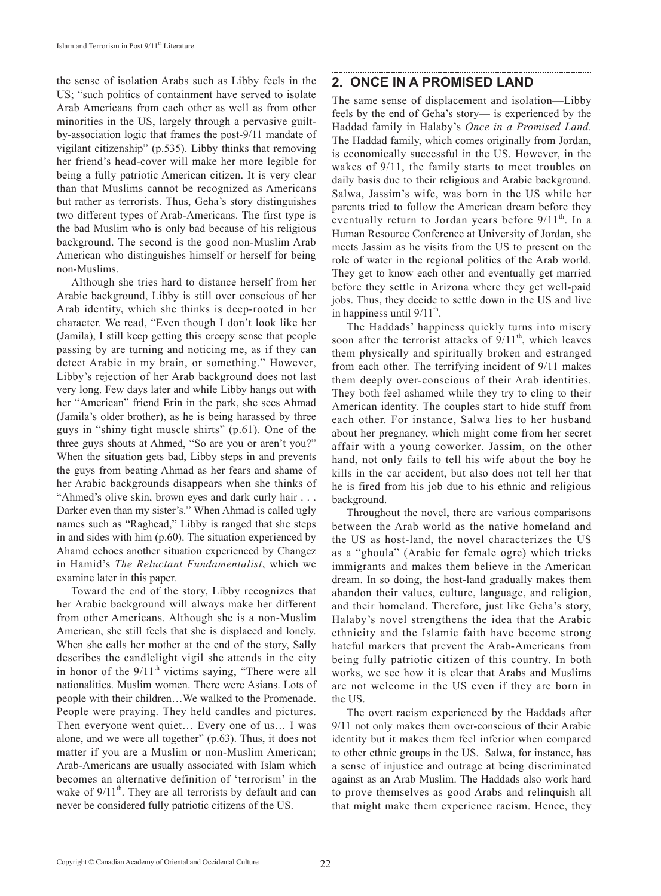the sense of isolation Arabs such as Libby feels in the US; "such politics of containment have served to isolate Arab Americans from each other as well as from other minorities in the US, largely through a pervasive guilt-by-association logic that frames the post-9/11 mandate of vigilant citizenship" (p.535). Libby thinks that removing her friend's head-cover will make her more legible for being a fully patriotic American citizen. It is very clear than that Muslims cannot be recognized as Americans but rather as terrorists. Thus, Geha's story distinguishes two different types of Arab-Americans. The first type is the bad Muslim who is only bad because of his religious background. The second is the good non-Muslim Arab American who distinguishes himself or herself for being non-Muslims.

Although she tries hard to distance herself from her Arabic background, Libby is still over conscious of her Arab identity, which she thinks is deep-rooted in her character. We read, "Even though I don't look like her (Jamila), I still keep getting this creepy sense that people passing by are turning and noticing me, as if they can detect Arabic in my brain, or something." However, Libby's rejection of her Arab background does not last very long. Few days later and while Libby hangs out with her "American" friend Erin in the park, she sees Ahmad (Jamila's older brother), as he is being harassed by three guys in "shiny tight muscle shirts" (p.61). One of the three guys shouts at Ahmed, "So are you or aren't you?" When the situation gets bad, Libby steps in and prevents the guys from beating Ahmad as her fears and shame of her Arabic backgrounds disappears when she thinks of "Ahmed's olive skin, brown eyes and dark curly hair . . . Darker even than my sister's." When Ahmad is called ugly names such as "Raghead," Libby is ranged that she steps in and sides with him (p.60). The situation experienced by Ahamd echoes another situation experienced by Changez in Hamid's *The Reluctant Fundamentalist*, which we examine later in this paper.

Toward the end of the story, Libby recognizes that her Arabic background will always make her different from other Americans. Although she is a non-Muslim American, she still feels that she is displaced and lonely. When she calls her mother at the end of the story, Sally describes the candlelight vigil she attends in the city in honor of the 9/11th victims saying, "There were all nationalities. Muslim women. There were Asians. Lots of people with their children…We walked to the Promenade. People were praying. They held candles and pictures. Then everyone went quiet… Every one of us… I was alone, and we were all together" (p.63). Thus, it does not matter if you are a Muslim or non-Muslim American; Arab-Americans are usually associated with Islam which becomes an alternative definition of 'terrorism' in the wake of 9/11th. They are all terrorists by default and can never be considered fully patriotic citizens of the US.

## 2. ONCE IN A PROMISED LAND

The same sense of displacement and isolation—Libby feels by the end of Geha's story— is experienced by the Haddad family in Halaby's *Once in a Promised Land*. The Haddad family, which comes originally from Jordan, is economically successful in the US. However, in the wakes of 9/11, the family starts to meet troubles on daily basis due to their religious and Arabic background. Salwa, Jassim's wife, was born in the US while her parents tried to follow the American dream before they eventually return to Jordan years before 9/11th. In a Human Resource Conference at University of Jordan, she meets Jassim as he visits from the US to present on the role of water in the regional politics of the Arab world. They get to know each other and eventually get married before they settle in Arizona where they get well-paid jobs. Thus, they decide to settle down in the US and live in happiness until 9/11th.

The Haddads' happiness quickly turns into misery soon after the terrorist attacks of 9/11th, which leaves them physically and spiritually broken and estranged from each other. The terrifying incident of 9/11 makes them deeply over-conscious of their Arab identities. They both feel ashamed while they try to cling to their American identity. The couples start to hide stuff from each other. For instance, Salwa lies to her husband about her pregnancy, which might come from her secret affair with a young coworker. Jassim, on the other hand, not only fails to tell his wife about the boy he kills in the car accident, but also does not tell her that he is fired from his job due to his ethnic and religious background.

Throughout the novel, there are various comparisons between the Arab world as the native homeland and the US as host-land, the novel characterizes the US as a "ghoula" (Arabic for female ogre) which tricks immigrants and makes them believe in the American dream. In so doing, the host-land gradually makes them abandon their values, culture, language, and religion, and their homeland. Therefore, just like Geha's story, Halaby's novel strengthens the idea that the Arabic ethnicity and the Islamic faith have become strong hateful markers that prevent the Arab-Americans from being fully patriotic citizen of this country. In both works, we see how it is clear that Arabs and Muslims are not welcome in the US even if they are born in the US.

The overt racism experienced by the Haddads after 9/11 not only makes them over-conscious of their Arabic identity but it makes them feel inferior when compared to other ethnic groups in the US. Salwa, for instance, has a sense of injustice and outrage at being discriminated against as an Arab Muslim. The Haddads also work hard to prove themselves as good Arabs and relinquish all that might make them experience racism. Hence, they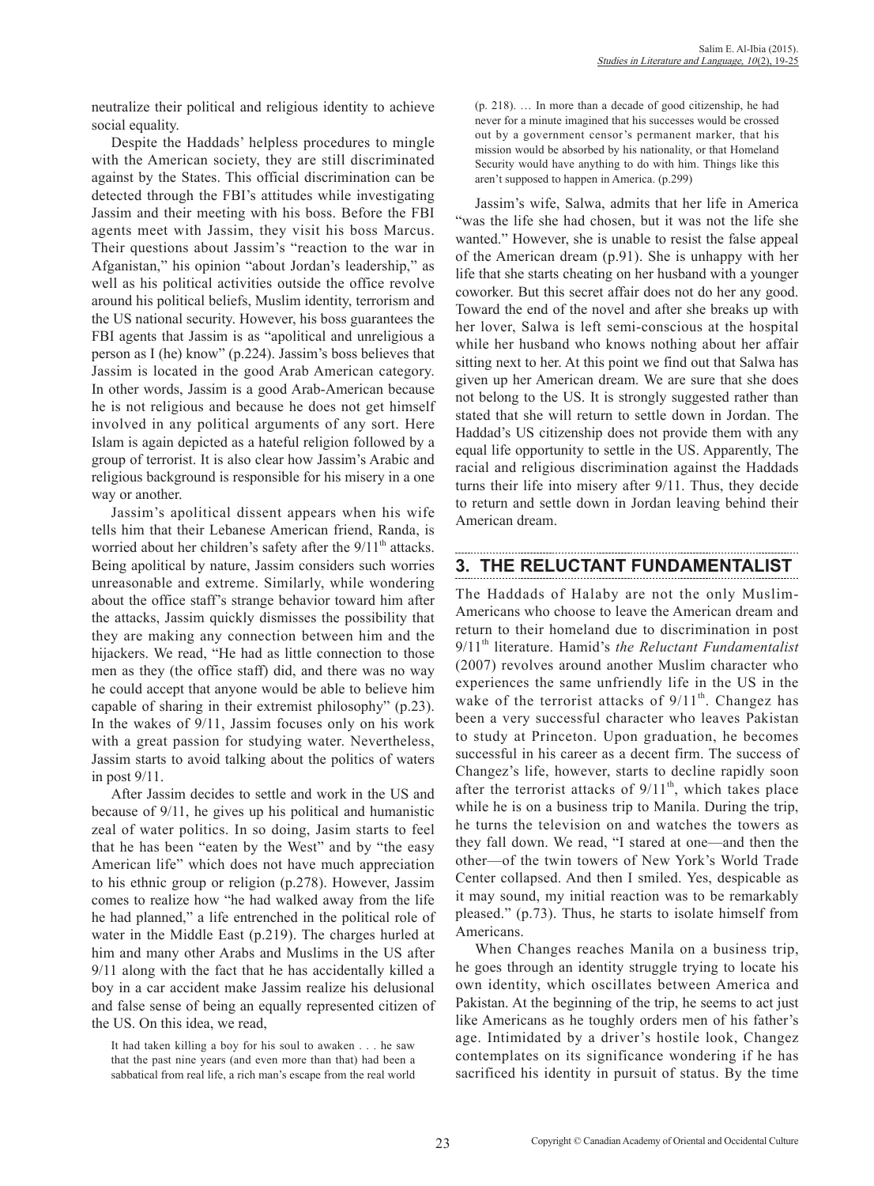neutralize their political and religious identity to achieve social equality.

Despite the Haddads' helpless procedures to mingle with the American society, they are still discriminated against by the States. This official discrimination can be detected through the FBI's attitudes while investigating Jassim and their meeting with his boss. Before the FBI agents meet with Jassim, they visit his boss Marcus. Their questions about Jassim's "reaction to the war in Afganistan," his opinion "about Jordan's leadership," as well as his political activities outside the office revolve around his political beliefs, Muslim identity, terrorism and the US national security. However, his boss guarantees the FBI agents that Jassim is as "apolitical and unreligious a person as I (he) know" (p.224). Jassim's boss believes that Jassim is located in the good Arab American category. In other words, Jassim is a good Arab-American because he is not religious and because he does not get himself involved in any political arguments of any sort. Here Islam is again depicted as a hateful religion followed by a group of terrorist. It is also clear how Jassim's Arabic and religious background is responsible for his misery in a one way or another.

Jassim's apolitical dissent appears when his wife tells him that their Lebanese American friend, Randa, is worried about her children's safety after the 9/11th attacks. Being apolitical by nature, Jassim considers such worries unreasonable and extreme. Similarly, while wondering about the office staff's strange behavior toward him after the attacks, Jassim quickly dismisses the possibility that they are making any connection between him and the hijackers. We read, "He had as little connection to those men as they (the office staff) did, and there was no way he could accept that anyone would be able to believe him capable of sharing in their extremist philosophy" (p.23). In the wakes of 9/11, Jassim focuses only on his work with a great passion for studying water. Nevertheless, Jassim starts to avoid talking about the politics of waters in post 9/11.

After Jassim decides to settle and work in the US and because of 9/11, he gives up his political and humanistic zeal of water politics. In so doing, Jasim starts to feel that he has been "eaten by the West" and by "the easy American life" which does not have much appreciation to his ethnic group or religion (p.278). However, Jassim comes to realize how "he had walked away from the life he had planned," a life entrenched in the political role of water in the Middle East (p.219). The charges hurled at him and many other Arabs and Muslims in the US after 9/11 along with the fact that he has accidentally killed a boy in a car accident make Jassim realize his delusional and false sense of being an equally represented citizen of the US. On this idea, we read,

> It had taken killing a boy for his soul to awaken . . . he saw that the past nine years (and even more than that) had been a sabbatical from real life, a rich man's escape from the real world (p. 218). … In more than a decade of good citizenship, he had never for a minute imagined that his successes would be crossed out by a government censor's permanent marker, that his mission would be absorbed by his nationality, or that Homeland Security would have anything to do with him. Things like this aren't supposed to happen in America. (p.299)

Jassim's wife, Salwa, admits that her life in America "was the life she had chosen, but it was not the life she wanted." However, she is unable to resist the false appeal of the American dream (p.91). She is unhappy with her life that she starts cheating on her husband with a younger coworker. But this secret affair does not do her any good. Toward the end of the novel and after she breaks up with her lover, Salwa is left semi-conscious at the hospital while her husband who knows nothing about her affair sitting next to her. At this point we find out that Salwa has given up her American dream. We are sure that she does not belong to the US. It is strongly suggested rather than stated that she will return to settle down in Jordan. The Haddad's US citizenship does not provide them with any equal life opportunity to settle in the US. Apparently, The racial and religious discrimination against the Haddads turns their life into misery after 9/11. Thus, they decide to return and settle down in Jordan leaving behind their American dream.

## 3. THE RELUCTANT FUNDAMENTALIST

The Haddads of Halaby are not the only Muslim-Americans who choose to leave the American dream and return to their homeland due to discrimination in post 9/11th literature. Hamid's *the Reluctant Fundamentalist* (2007) revolves around another Muslim character who experiences the same unfriendly life in the US in the wake of the terrorist attacks of 9/11th. Changez has been a very successful character who leaves Pakistan to study at Princeton. Upon graduation, he becomes successful in his career as a decent firm. The success of Changez's life, however, starts to decline rapidly soon after the terrorist attacks of 9/11th, which takes place while he is on a business trip to Manila. During the trip, he turns the television on and watches the towers as they fall down. We read, "I stared at one—and then the other—of the twin towers of New York's World Trade Center collapsed. And then I smiled. Yes, despicable as it may sound, my initial reaction was to be remarkably pleased." (p.73). Thus, he starts to isolate himself from Americans.

When Changes reaches Manila on a business trip, he goes through an identity struggle trying to locate his own identity, which oscillates between America and Pakistan. At the beginning of the trip, he seems to act just like Americans as he toughly orders men of his father's age. Intimidated by a driver's hostile look, Changez contemplates on its significance wondering if he has sacrificed his identity in pursuit of status. By the time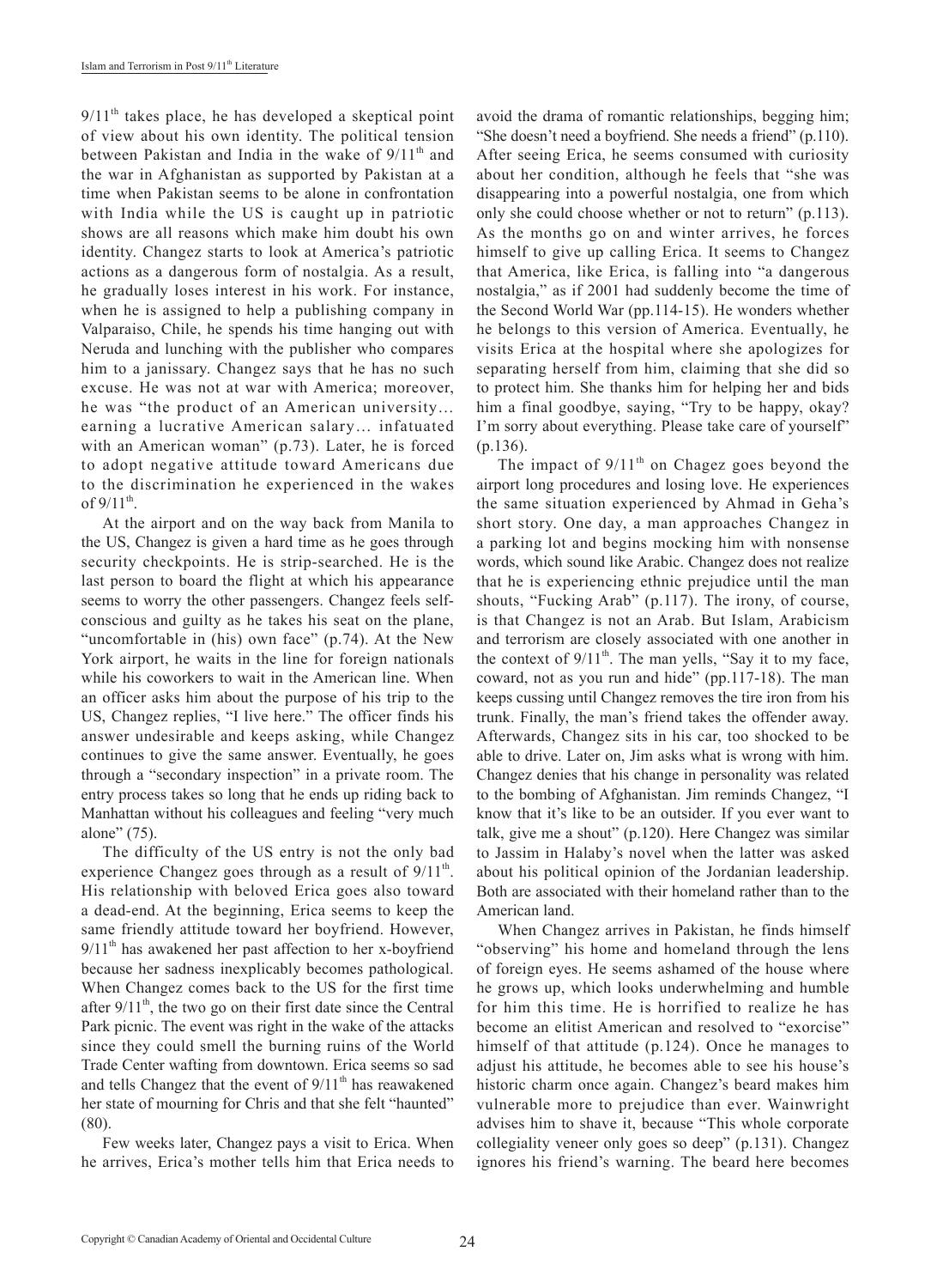$9/11^{th}$ takes place, he has developed a skeptical point of view about his own identity. The political tension between Pakistan and India in the wake of $9/11^{th}$ and the war in Afghanistan as supported by Pakistan at a time when Pakistan seems to be alone in confrontation with India while the US is caught up in patriotic shows are all reasons which make him doubt his own identity. Changez starts to look at America's patriotic actions as a dangerous form of nostalgia. As a result, he gradually loses interest in his work. For instance, when he is assigned to help a publishing company in Valparaiso, Chile, he spends his time hanging out with Neruda and lunching with the publisher who compares him to a janissary. Changez says that he has no such excuse. He was not at war with America; moreover, he was "the product of an American university… earning a lucrative American salary… infatuated with an American woman" (p.73). Later, he is forced to adopt negative attitude toward Americans due to the discrimination he experienced in the wakes of $9/11^{th}$.

At the airport and on the way back from Manila to the US, Changez is given a hard time as he goes through security checkpoints. He is strip-searched. He is the last person to board the flight at which his appearance seems to worry the other passengers. Changez feels self-conscious and guilty as he takes his seat on the plane, "uncomfortable in (his) own face" (p.74). At the New York airport, he waits in the line for foreign nationals while his coworkers to wait in the American line. When an officer asks him about the purpose of his trip to the US, Changez replies, "I live here." The officer finds his answer undesirable and keeps asking, while Changez continues to give the same answer. Eventually, he goes through a "secondary inspection" in a private room. The entry process takes so long that he ends up riding back to Manhattan without his colleagues and feeling "very much alone" (75).

The difficulty of the US entry is not the only bad experience Changez goes through as a result of $9/11^{th}$. His relationship with beloved Erica goes also toward a dead-end. At the beginning, Erica seems to keep the same friendly attitude toward her boyfriend. However, $9/11^{th}$ has awakened her past affection to her x-boyfriend because her sadness inexplicably becomes pathological. When Changez comes back to the US for the first time after $9/11^{th}$, the two go on their first date since the Central Park picnic. The event was right in the wake of the attacks since they could smell the burning ruins of the World Trade Center wafting from downtown. Erica seems so sad and tells Changez that the event of $9/11^{th}$ has reawakened her state of mourning for Chris and that she felt "haunted" (80).

Few weeks later, Changez pays a visit to Erica. When he arrives, Erica's mother tells him that Erica needs to avoid the drama of romantic relationships, begging him; "She doesn't need a boyfriend. She needs a friend" (p.110). After seeing Erica, he seems consumed with curiosity about her condition, although he feels that "she was disappearing into a powerful nostalgia, one from which only she could choose whether or not to return" (p.113). As the months go on and winter arrives, he forces himself to give up calling Erica. It seems to Changez that America, like Erica, is falling into "a dangerous nostalgia," as if 2001 had suddenly become the time of the Second World War (pp.114-15). He wonders whether he belongs to this version of America. Eventually, he visits Erica at the hospital where she apologizes for separating herself from him, claiming that she did so to protect him. She thanks him for helping her and bids him a final goodbye, saying, "Try to be happy, okay? I'm sorry about everything. Please take care of yourself" (p.136).

The impact of $9/11^{th}$ on Chagez goes beyond the airport long procedures and losing love. He experiences the same situation experienced by Ahmad in Geha's short story. One day, a man approaches Changez in a parking lot and begins mocking him with nonsense words, which sound like Arabic. Changez does not realize that he is experiencing ethnic prejudice until the man shouts, "Fucking Arab" (p.117). The irony, of course, is that Changez is not an Arab. But Islam, Arabicism and terrorism are closely associated with one another in the context of $9/11^{th}$. The man yells, "Say it to my face, coward, not as you run and hide" (pp.117-18). The man keeps cussing until Changez removes the tire iron from his trunk. Finally, the man's friend takes the offender away. Afterwards, Changez sits in his car, too shocked to be able to drive. Later on, Jim asks what is wrong with him. Changez denies that his change in personality was related to the bombing of Afghanistan. Jim reminds Changez, "I know that it's like to be an outsider. If you ever want to talk, give me a shout" (p.120). Here Changez was similar to Jassim in Halaby's novel when the latter was asked about his political opinion of the Jordanian leadership. Both are associated with their homeland rather than to the American land.

When Changez arrives in Pakistan, he finds himself "observing" his home and homeland through the lens of foreign eyes. He seems ashamed of the house where he grows up, which looks underwhelming and humble for him this time. He is horrified to realize he has become an elitist American and resolved to "exorcise" himself of that attitude (p.124). Once he manages to adjust his attitude, he becomes able to see his house's historic charm once again. Changez's beard makes him vulnerable more to prejudice than ever. Wainwright advises him to shave it, because "This whole corporate collegiality veneer only goes so deep" (p.131). Changez ignores his friend's warning. The beard here becomes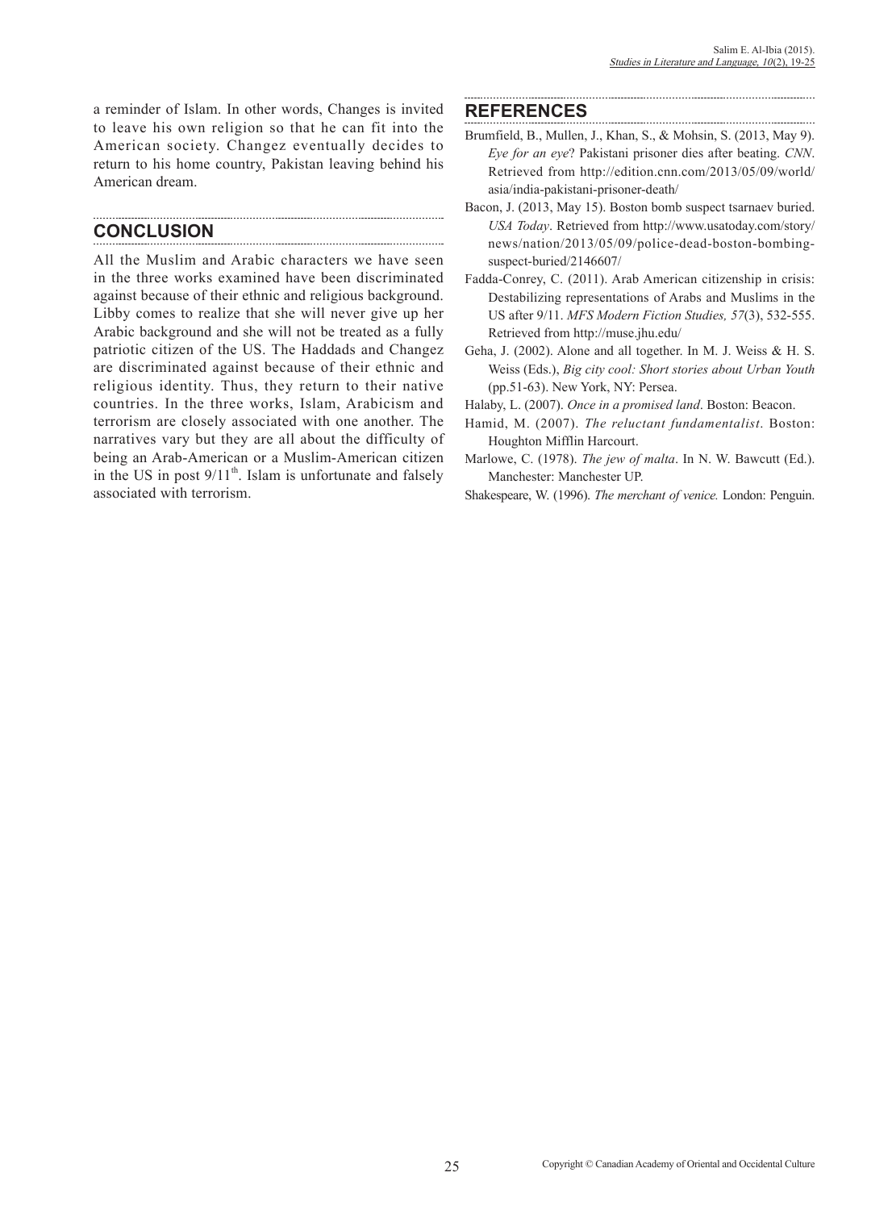a reminder of Islam. In other words, Changes is invited to leave his own religion so that he can fit into the American society. Changez eventually decides to return to his home country, Pakistan leaving behind his American dream.

## CONCLUSION

All the Muslim and Arabic characters we have seen in the three works examined have been discriminated against because of their ethnic and religious background. Libby comes to realize that she will never give up her Arabic background and she will not be treated as a fully patriotic citizen of the US. The Haddads and Changez are discriminated against because of their ethnic and religious identity. Thus, they return to their native countries. In the three works, Islam, Arabicism and terrorism are closely associated with one another. The narratives vary but they are all about the difficulty of being an Arab-American or a Muslim-American citizen in the US in post $9/11^{th}$. Islam is unfortunate and falsely associated with terrorism.

## REFERENCES

Brumfield, B., Mullen, J., Khan, S., & Mohsin, S. (2013, May 9). *Eye for an eye*? Pakistani prisoner dies after beating. *CNN*. Retrieved from http://edition.cnn.com/2013/05/09/world/asia/india-pakistani-prisoner-death/

Bacon, J. (2013, May 15). Boston bomb suspect tsarnaev buried. *USA Today*. Retrieved from http://www.usatoday.com/story/news/nation/2013/05/09/police-dead-boston-bombing-suspect-buried/2146607/

Fadda-Conrey, C. (2011). Arab American citizenship in crisis: Destabilizing representations of Arabs and Muslims in the US after 9/11. *MFS Modern Fiction Studies, 57*(3), 532-555. Retrieved from http://muse.jhu.edu/

Geha, J. (2002). Alone and all together. In M. J. Weiss & H. S. Weiss (Eds.), *Big city cool: Short stories about Urban Youth* (pp.51-63). New York, NY: Persea.

Halaby, L. (2007). *Once in a promised land*. Boston: Beacon.

Hamid, M. (2007). *The reluctant fundamentalist*. Boston: Houghton Mifflin Harcourt.

Marlowe, C. (1978). *The jew of malta*. In N. W. Bawcutt (Ed.). Manchester: Manchester UP.

Shakespeare, W. (1996). *The merchant of venice.* London: Penguin.